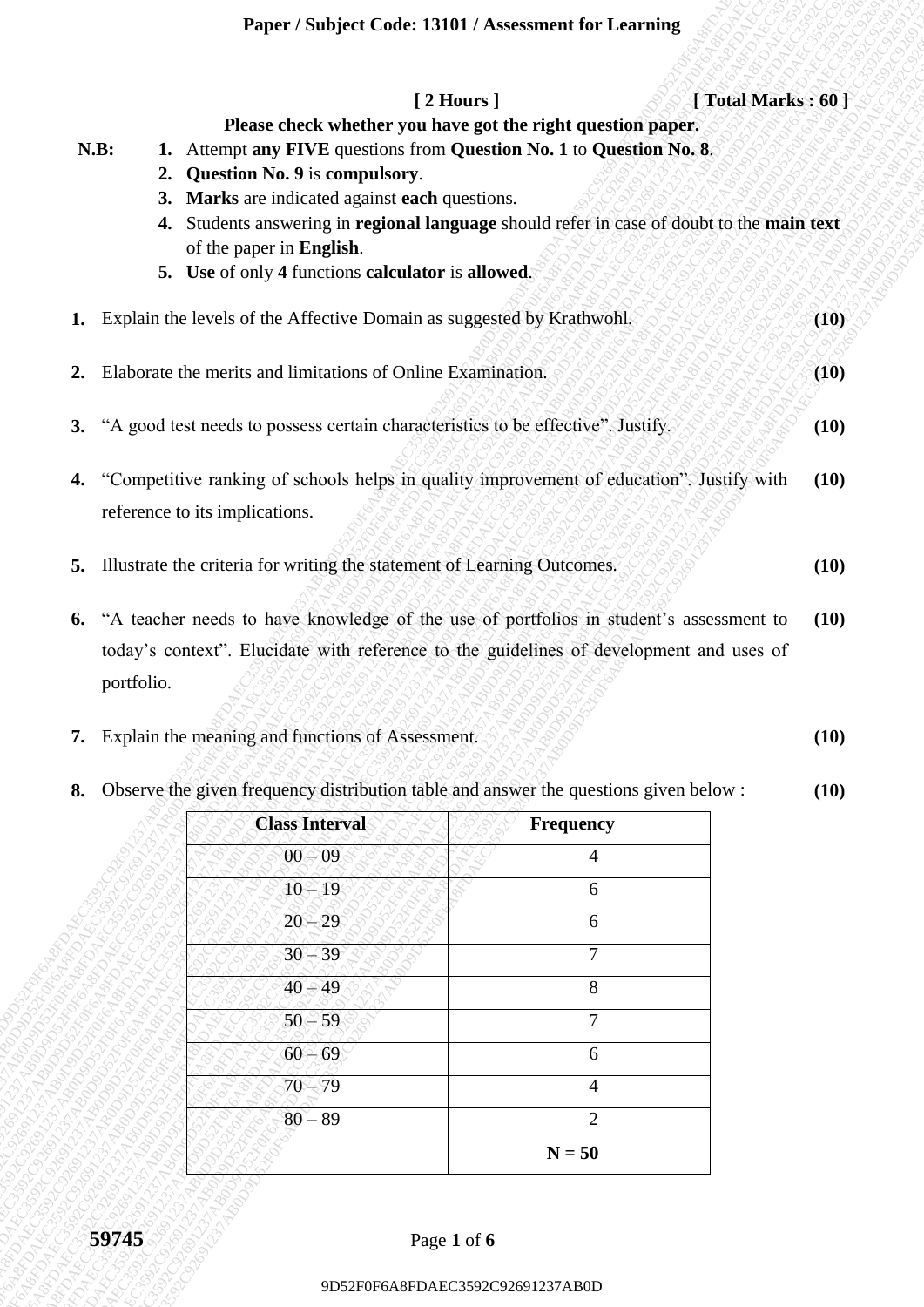**Paper / Subject Code: 13101 / Assessment for Learning**

**[ 2 Hours ]** **[ Total Marks : 60 ]**

**Please check whether you have got the right question paper.**

**N.B:**
1. Attempt **any FIVE** questions from **Question No. 1** to **Question No. 8**.
2. **Question No. 9** is **compulsory**.
3. **Marks** are indicated against **each** questions.
4. Students answering in **regional language** should refer in case of doubt to the **main text** of the paper in **English**.
5. **Use** of only **4** functions **calculator** is **allowed**.

**1.** Explain the levels of the Affective Domain as suggested by Krathwohl. **(10)**

**2.** Elaborate the merits and limitations of Online Examination. **(10)**

**3.** "A good test needs to possess certain characteristics to be effective". Justify. **(10)**

**4.** "Competitive ranking of schools helps in quality improvement of education". Justify with reference to its implications. **(10)**

**5.** Illustrate the criteria for writing the statement of Learning Outcomes. **(10)**

**6.** "A teacher needs to have knowledge of the use of portfolios in student's assessment to today's context". Elucidate with reference to the guidelines of development and uses of portfolio. **(10)**

**7.** Explain the meaning and functions of Assessment. **(10)**

**8.** Observe the given frequency distribution table and answer the questions given below : **(10)**

| Class Interval | Frequency |
|---|---|
| 00 – 09 | 4 |
| 10 – 19 | 6 |
| 20 – 29 | 6 |
| 30 – 39 | 7 |
| 40 – 49 | 8 |
| 50 – 59 | 7 |
| 60 – 69 | 6 |
| 70 – 79 | 4 |
| 80 – 89 | 2 |
| | **N = 50** |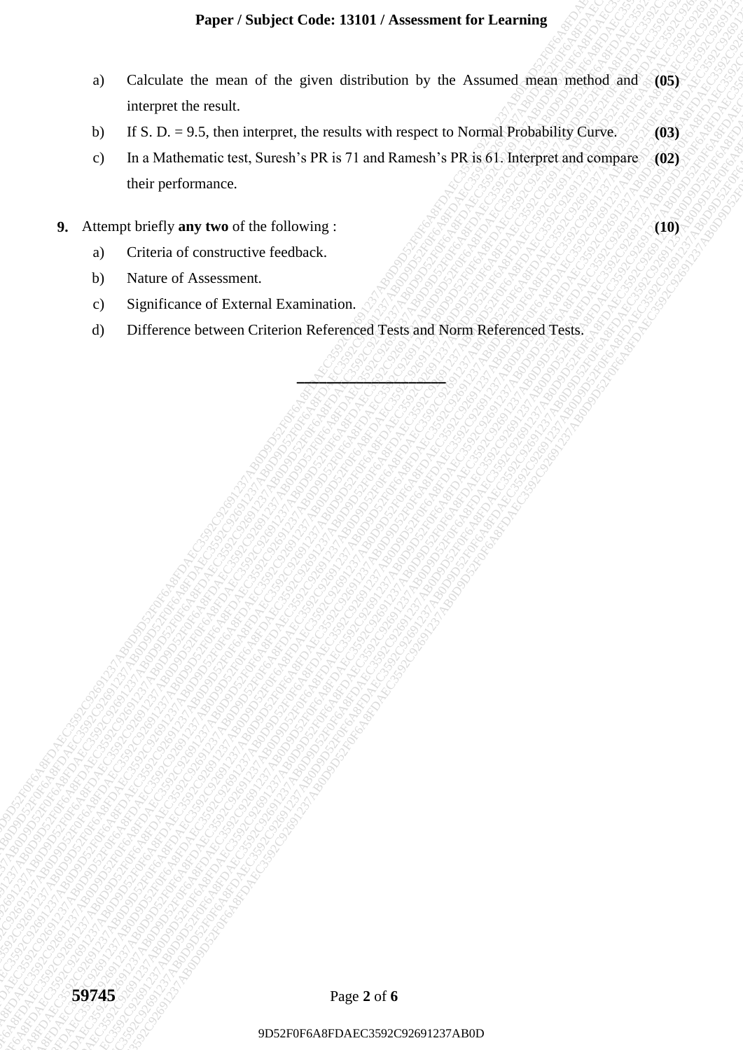a) Calculate the mean of the given distribution by the Assumed mean method and interpret the result. **(05)**

b) If S. D. = 9.5, then interpret, the results with respect to Normal Probability Curve. **(03)**

c) In a Mathematic test, Suresh's PR is 71 and Ramesh's PR is 61. Interpret and compare their performance. **(02)**

**9.** Attempt briefly **any two** of the following : **(10)**

a) Criteria of constructive feedback.

b) Nature of Assessment.

c) Significance of External Examination.

d) Difference between Criterion Referenced Tests and Norm Referenced Tests.

---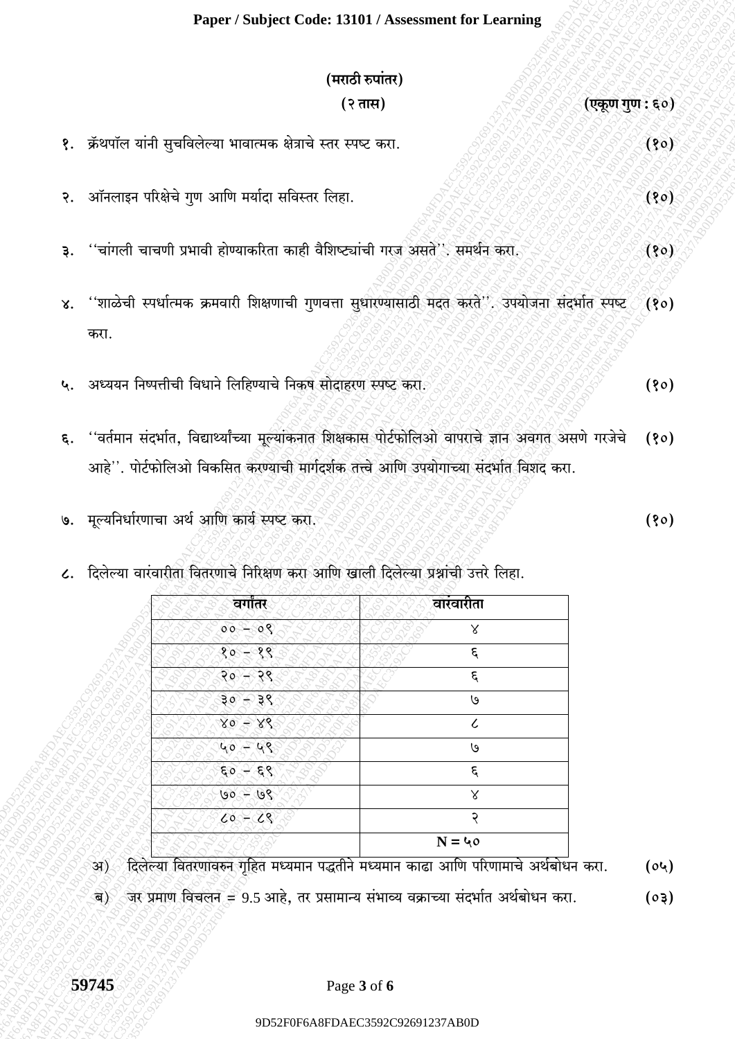**(मराठी रुपांतर)**

**(२ तास)** **(एकूण गुण : ६०)**

१. क्रॅथपॉल यांनी सुचविलेल्या भावात्मक क्षेत्राचे स्तर स्पष्ट करा. **(१०)**

२. ऑनलाइन परिक्षेचे गुण आणि मर्यादा सविस्तर लिहा. **(१०)**

३. ''चांगली चाचणी प्रभावी होण्याकरिता काही वैशिष्ट्यांची गरज असते''. समर्थन करा. **(१०)**

४. ''शाळेची स्पर्धात्मक क्रमवारी शिक्षणाची गुणवत्ता सुधारण्यासाठी मदत करते''. उपयोजना संदर्भात स्पष्ट करा. **(१०)**

५. अध्ययन निष्पत्तीची विधाने लिहिण्याचे निकष सोदाहरण स्पष्ट करा. **(१०)**

६. ''वर्तमान संदर्भात, विद्यार्थ्यांच्या मूल्यांकनात शिक्षकास पोर्टफोलिओ वापराचे ज्ञान अवगत असणे गरजेचे आहे''. पोर्टफोलिओ विकसित करण्याची मार्गदर्शक तत्त्वे आणि उपयोगाच्या संदर्भात विशद करा. **(१०)**

७. मूल्यनिर्धारणाचा अर्थ आणि कार्य स्पष्ट करा. **(१०)**

८. दिलेल्या वारंवारीता वितरणाचे निरिक्षण करा आणि खाली दिलेल्या प्रश्नांची उत्तरे लिहा.

| वर्गांतर | वारंवारीता |
|---|---|
| ०० – ०९ | ४ |
| १० – १९ | ६ |
| २० – २९ | ६ |
| ३० – ३९ | ७ |
| ४० – ४९ | ८ |
| ५० – ५९ | ७ |
| ६० – ६९ | ६ |
| ७० – ७९ | ४ |
| ८० – ८९ | २ |
| | **N = ५०** |

अ) दिलेल्या वितरणावरुन गृहित मध्यमान पद्धतीने मध्यमान काढा आणि परिणामाचे अर्थबोधन करा. **(०५)**

ब) जर प्रमाण विचलन = 9.5 आहे, तर प्रसामान्य संभाव्य वक्राच्या संदर्भात अर्थबोधन करा. **(०३)**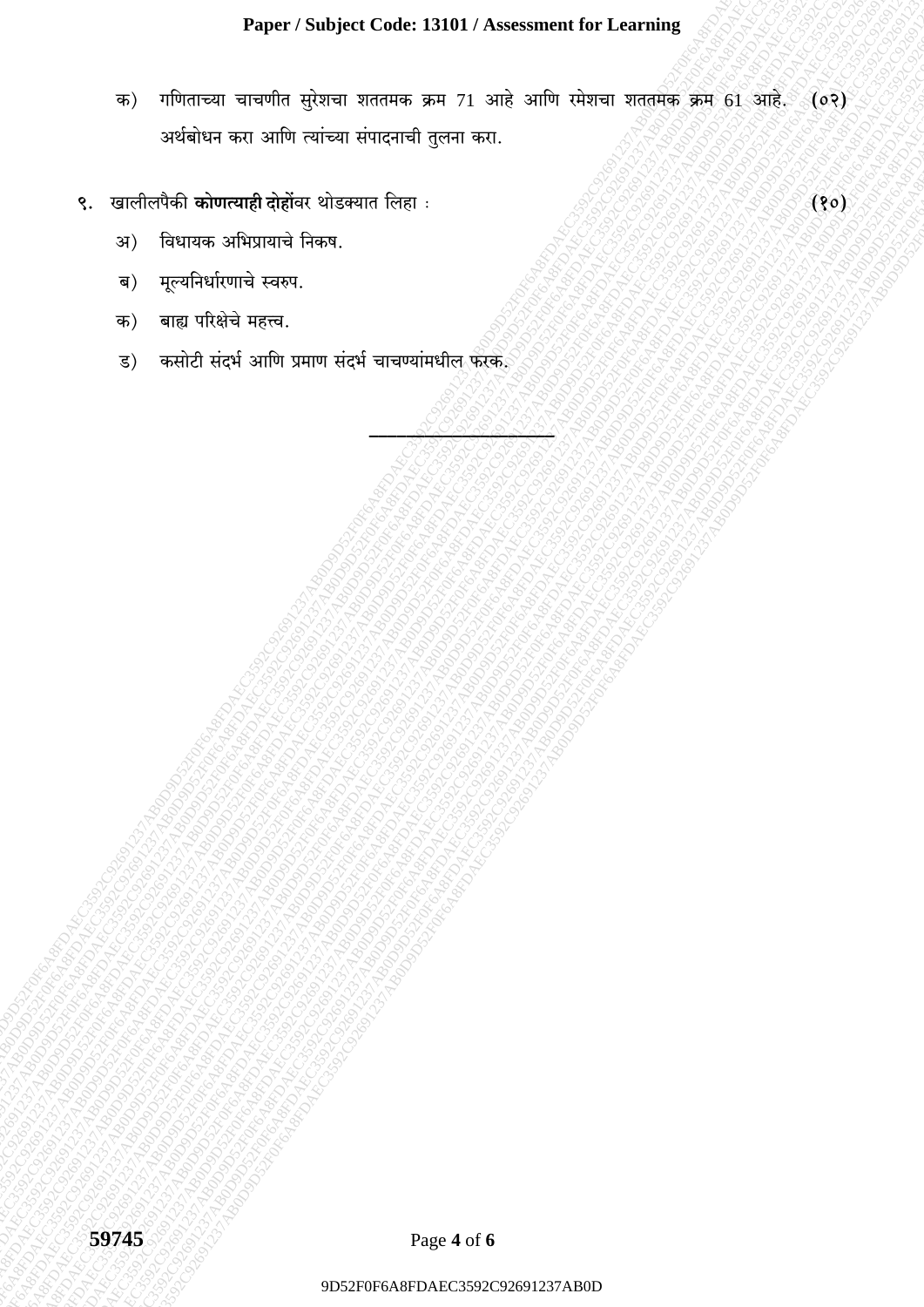क) गणिताच्या चाचणीत सुरेशचा शततमक क्रम 71 आहे आणि रमेशचा शततमक क्रम 61 आहे. अर्थबोधन करा आणि त्यांच्या संपादनाची तुलना करा. **(०२)**

९. खालीलपैकी **कोणत्याही दोहोंवर** थोडक्यात लिहा : **(१०)**

अ) विधायक अभिप्रायाचे निकष.

ब) मूल्यनिर्धारणाचे स्वरुप.

क) बाह्य परिक्षेचे महत्त्व.

ड) कसोटी संदर्भ आणि प्रमाण संदर्भ चाचण्यांमधील फरक.

---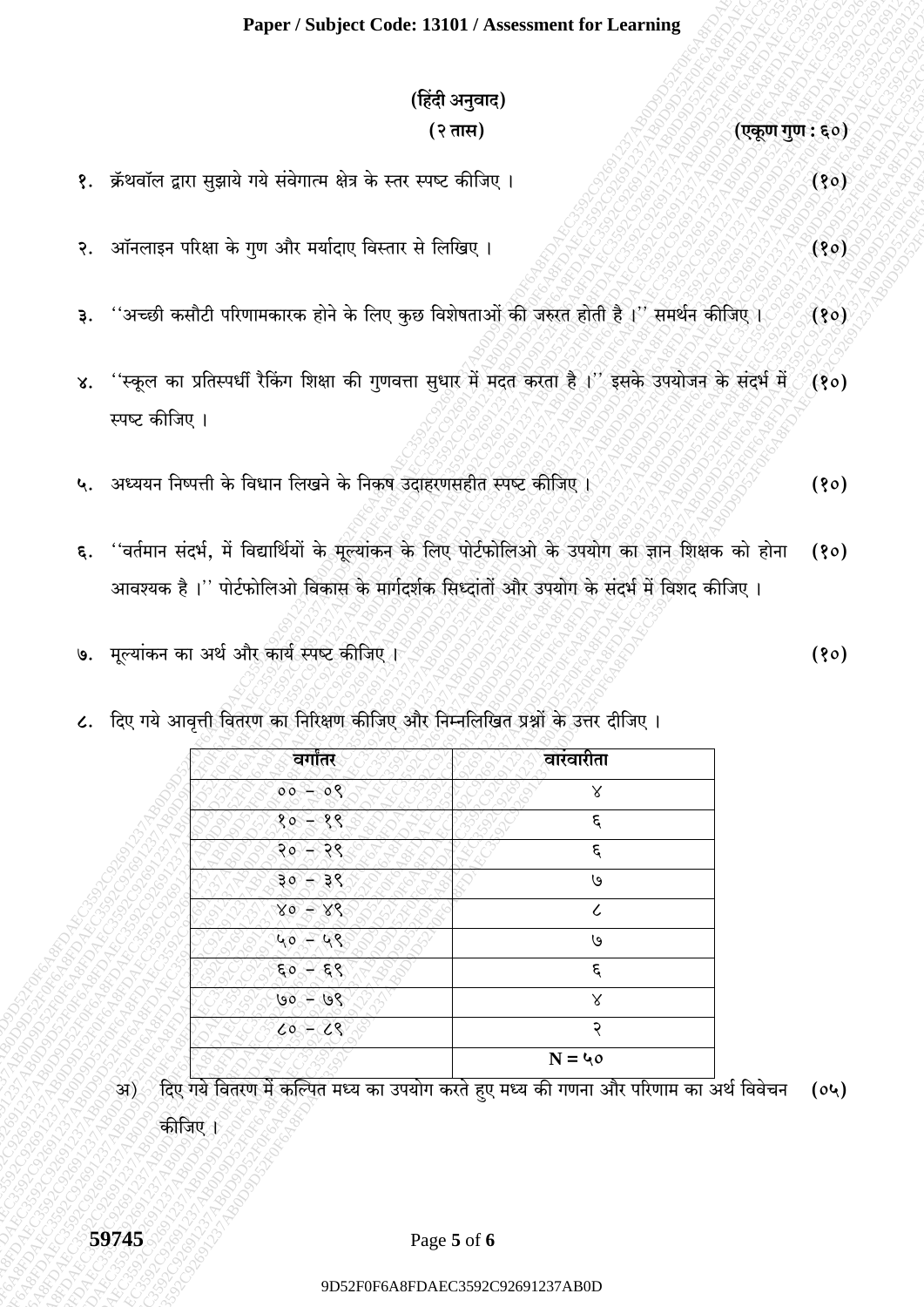**(हिंदी अनुवाद)**

**(२ तास)** **(एकूण गुण : ६०)**

१. क्रॅथवॉल द्वारा सुझाये गये संवेगात्म क्षेत्र के स्तर स्पष्ट कीजिए । **(१०)**

२. ऑनलाइन परिक्षा के गुण और मर्यादाए विस्तार से लिखिए । **(१०)**

३. ''अच्छी कसौटी परिणामकारक होने के लिए कुछ विशेषताओं की जरुरत होती है ।'' समर्थन कीजिए । **(१०)**

४. ''स्कूल का प्रतिस्पर्धी रैकिंग शिक्षा की गुणवत्ता सुधार में मदत करता है ।'' इसके उपयोजन के संदर्भ में स्पष्ट कीजिए । **(१०)**

५. अध्ययन निष्पत्ती के विधान लिखने के निकष उदाहरणसहीत स्पष्ट कीजिए । **(१०)**

६. ''वर्तमान संदर्भ, में विद्यार्थियों के मूल्यांकन के लिए पोर्टफोलिओ के उपयोग का ज्ञान शिक्षक को होना आवश्यक है ।'' पोर्टफोलिओ विकास के मार्गदर्शक सिध्दांतों और उपयोग के संदर्भ में विशद कीजिए । **(१०)**

७. मूल्यांकन का अर्थ और कार्य स्पष्ट कीजिए । **(१०)**

८. दिए गये आवृत्ती वितरण का निरिक्षण कीजिए और निम्नलिखित प्रश्नों के उत्तर दीजिए ।

| वर्गांतर | वारंवारीता |
|---|---|
| ०० – ०९ | ४ |
| १० – १९ | ६ |
| २० – २९ | ६ |
| ३० – ३९ | ७ |
| ४० – ४९ | ८ |
| ५० – ५९ | ७ |
| ६० – ६९ | ६ |
| ७० – ७९ | ४ |
| ८० – ८९ | २ |
| | N = ५० |

अ) दिए गये वितरण में कल्पित मध्य का उपयोग करते हुए मध्य की गणना और परिणाम का अर्थ विवेचन कीजिए । **(०५)**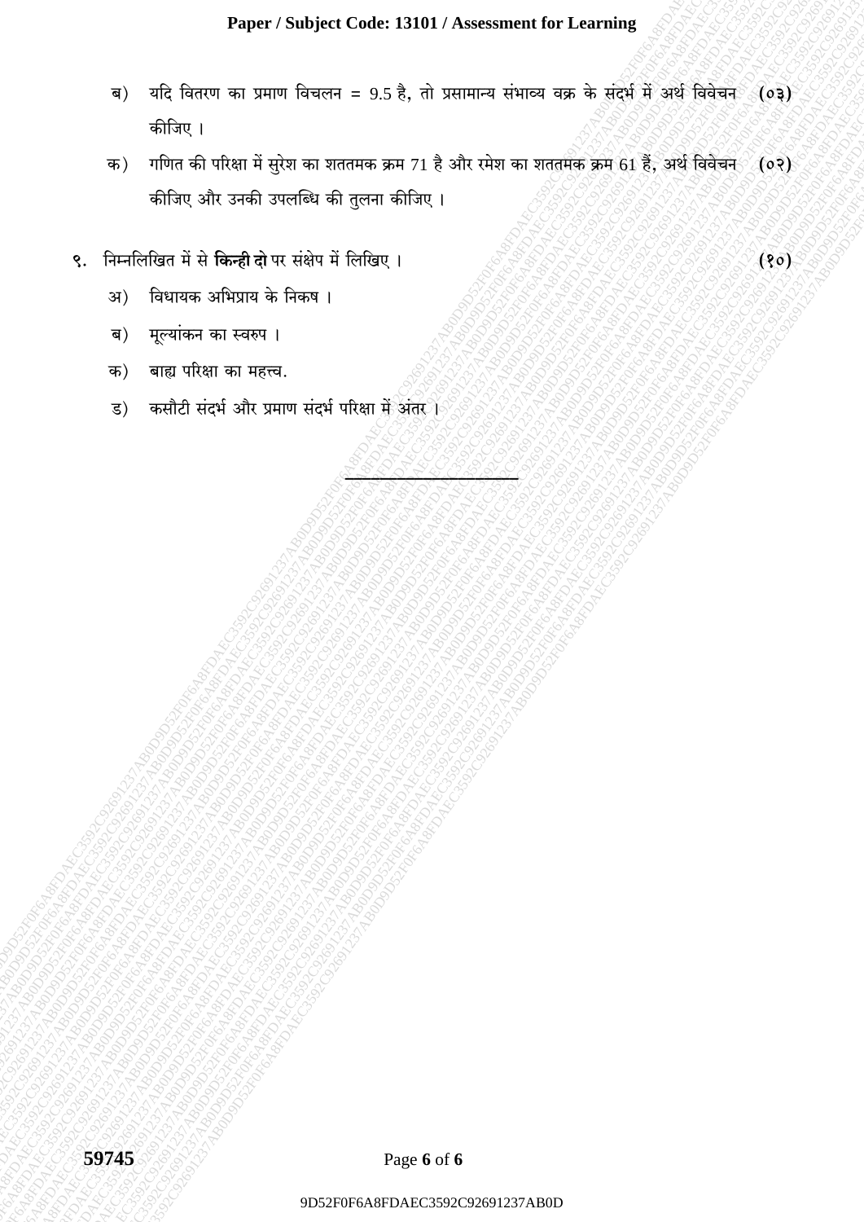ब) यदि वितरण का प्रमाण विचलन = 9.5 है, तो प्रसामान्य संभाव्य वक्र के संदर्भ में अर्थ विवेचन कीजिए । **(०३)**

क) गणित की परिक्षा में सुरेश का शततमक क्रम 71 है और रमेश का शततमक क्रम 61 हैं, अर्थ विवेचन कीजिए और उनकी उपलब्धि की तुलना कीजिए । **(०२)**

९. निम्नलिखित में से **किन्ही दो** पर संक्षेप में लिखिए । **(१०)**

अ) विधायक अभिप्राय के निकष ।

ब) मूल्यांकन का स्वरुप ।

क) बाह्य परिक्षा का महत्त्व.

ड) कसौटी संदर्भ और प्रमाण संदर्भ परिक्षा में अंतर ।

---